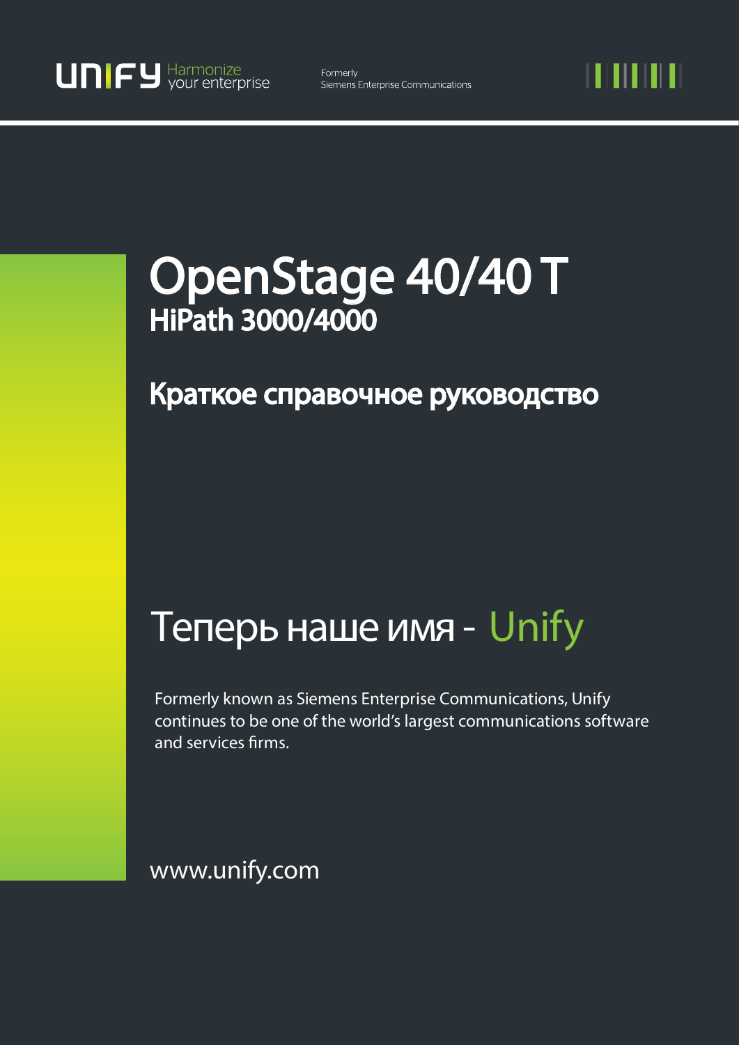UNIFY Harmonize your enterprise

Formerly
Siemens Enterprise Communications

# OpenStage 40/40 T
## HiPath 3000/4000

## Краткое справочное руководство

# Теперь наше имя - Unify

Formerly known as Siemens Enterprise Communications, Unify continues to be one of the world's largest communications software and services firms.

www.unify.com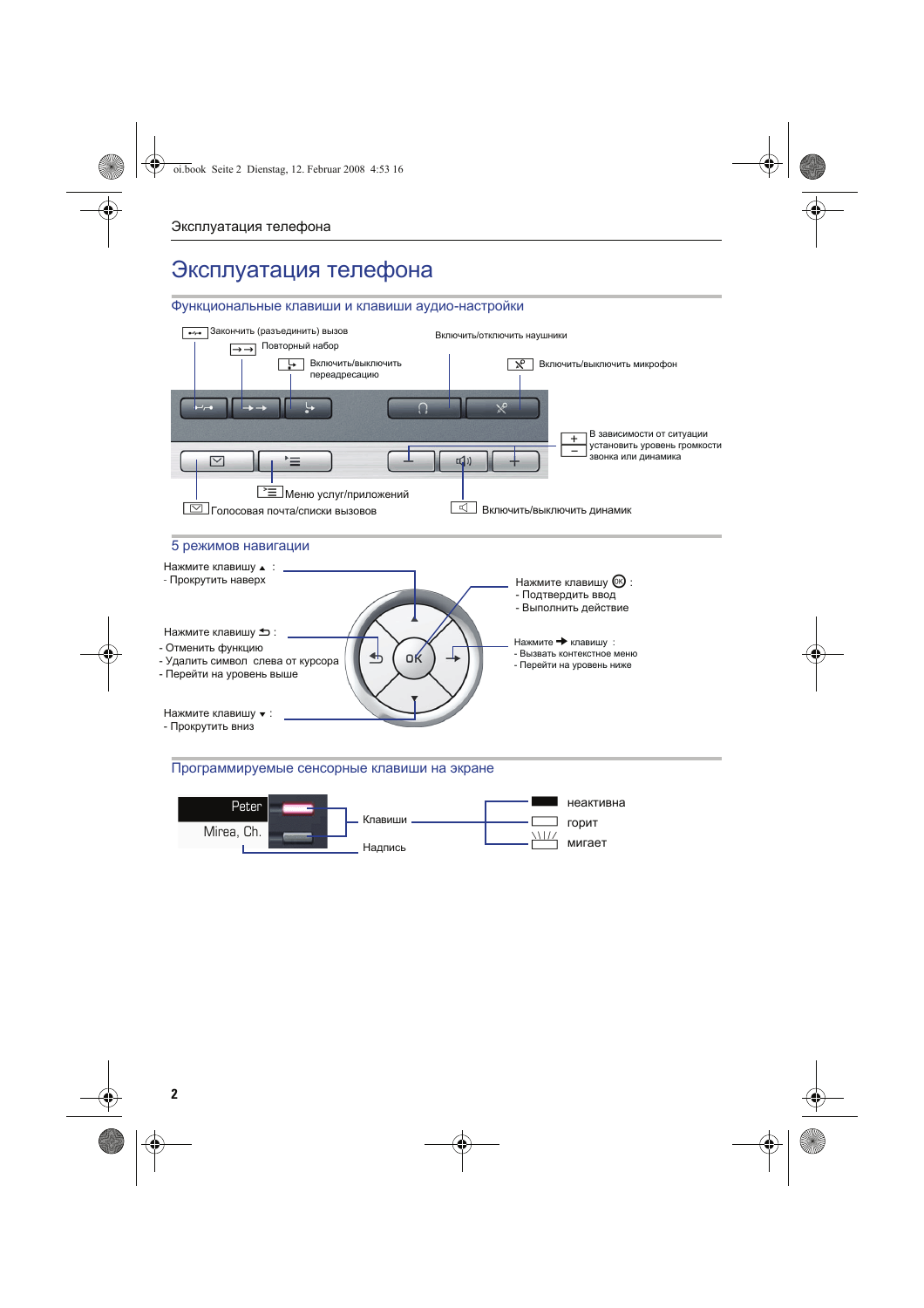# Эксплуатация телефона

## Функциональные клавиши и клавиши аудио-настройки

- Закончить (разъединить) вызов
- Повторный набор
- Включить/выключить переадресацию
- Включить/отключить наушники
- Включить/выключить микрофон
- В зависимости от ситуации установить уровень громкости звонка или динамика
- Меню услуг/приложений
- Голосовая почта/списки вызовов
- Включить/выключить динамик

## 5 режимов навигации

Нажмите клавишу ▲ :
- Прокрутить наверх

Нажмите клавишу ⮌ :
- Отменить функцию
- Удалить символ слева от курсора
- Перейти на уровень выше

Нажмите клавишу ▼ :
- Прокрутить вниз

Нажмите клавишу OK :
- Подтвердить ввод
- Выполнить действие

Нажмите ➔ клавишу :
- Вызвать контекстное меню
- Перейти на уровень ниже

## Программируемые сенсорные клавиши на экране

Peter

Mirea, Ch.

Клавиши

Надпись

- неактивна
- горит
- мигает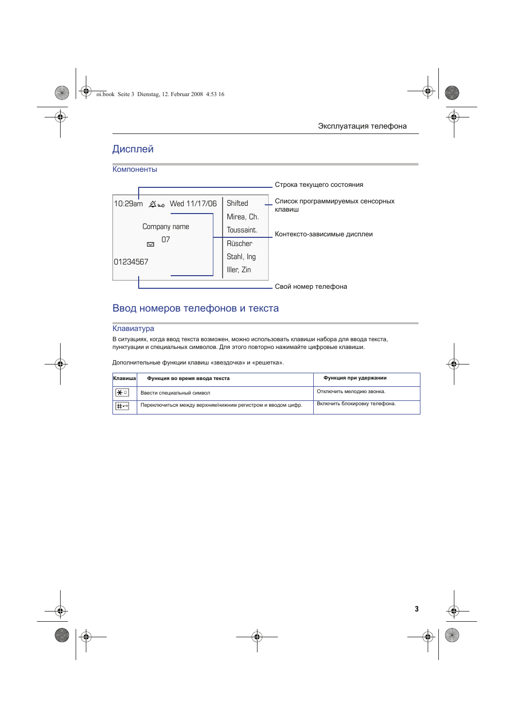# Дисплей

## Компоненты

10:29am Wed 11/17/06

Company name

07

01234567

Shifted
Mirea, Ch.
Toussaint.
Rüscher
Stahl, Ing
Iller, Zin

Строка текущего состояния

Список программируемых сенсорных клавиш

Контексто-зависимые дисплеи

Свой номер телефона

# Ввод номеров телефонов и текста

## Клавиатура

В ситуациях, когда ввод текста возможен, можно использовать клавиши набора для ввода текста, пунктуации и специальных символов. Для этого повторно нажимайте цифровые клавиши.

Дополнительные функции клавиш «звездочка» и «решетка».

| Клавиша | Функция во время ввода текста | Функция при удержании |
|---|---|---|
| * | Ввести специальный символ | Отключить мелодию звонка. |
| # | Переключиться между верхним/нижним регистром и вводом цифр. | Включить блокировку телефона. |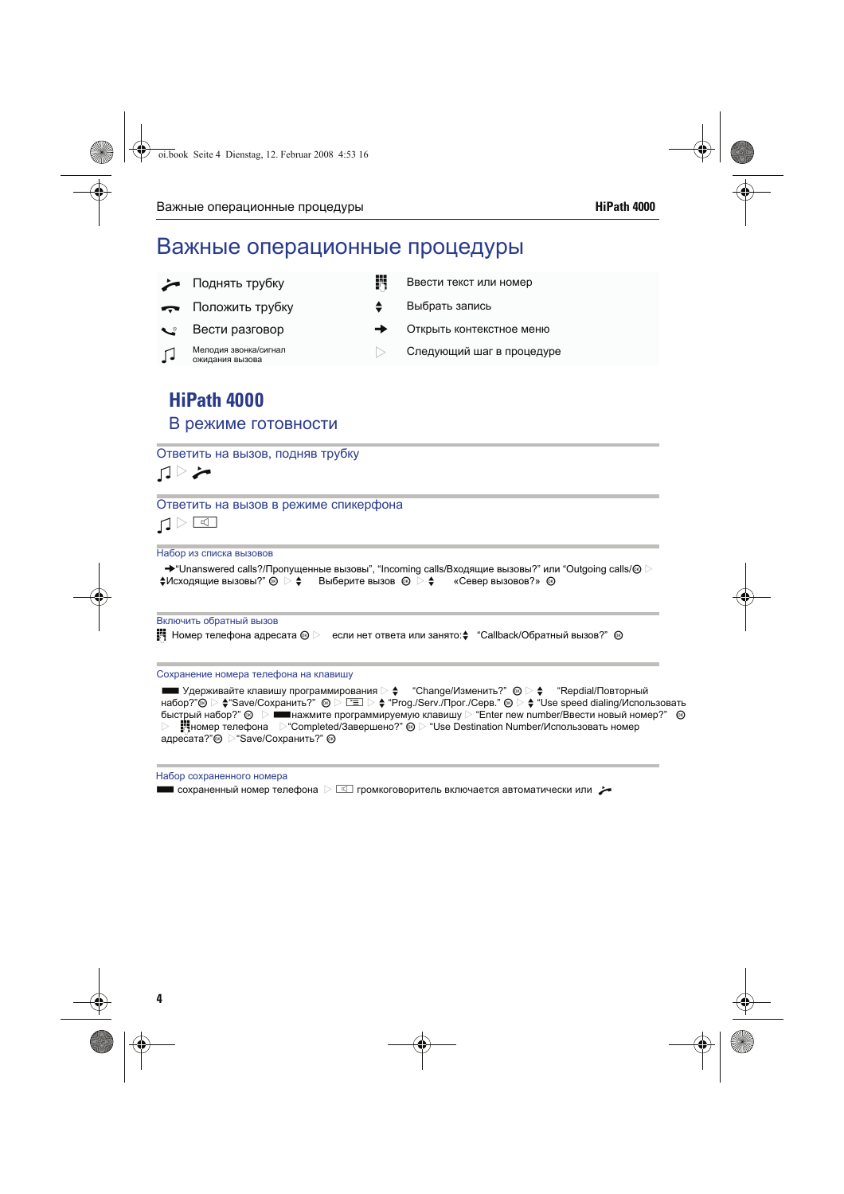# Важные операционные процедуры

| | | | |
|---|---|---|---|
| | Поднять трубку | | Ввести текст или номер |
| | Положить трубку | | Выбрать запись |
| | Вести разговор | | Открыть контекстное меню |
| | Мелодия звонка/сигнал ожидания вызова | | Следующий шаг в процедуре |

## HiPath 4000

### В режиме готовности

#### Ответить на вызов, подняв трубку

#### Ответить на вызов в режиме спикерфона

#### Набор из списка вызовов

"Unanswered calls?/Пропущенные вызовы", "Incoming calls/Входящие вызовы?" или "Outgoing calls/Исходящие вызовы?" Выберите вызов «Север вызовов?»

#### Включить обратный вызов

Номер телефона адресата если нет ответа или занято: "Callback/Обратный вызов?"

#### Сохранение номера телефона на клавишу

Удерживайте клавишу программирования "Change/Изменить?" "Repdial/Повторный набор?" "Save/Сохранить?" "Prog./Serv./Прог./Серв." "Use speed dialing/Использовать быстрый набор?" нажмите программируемую клавишу "Enter new number/Ввести новый номер?" номер телефона "Completed/Завершено?" "Use Destination Number/Использовать номер адресата?" "Save/Сохранить?"

#### Набор сохраненного номера

сохраненный номер телефона громкоговоритель включается автоматически или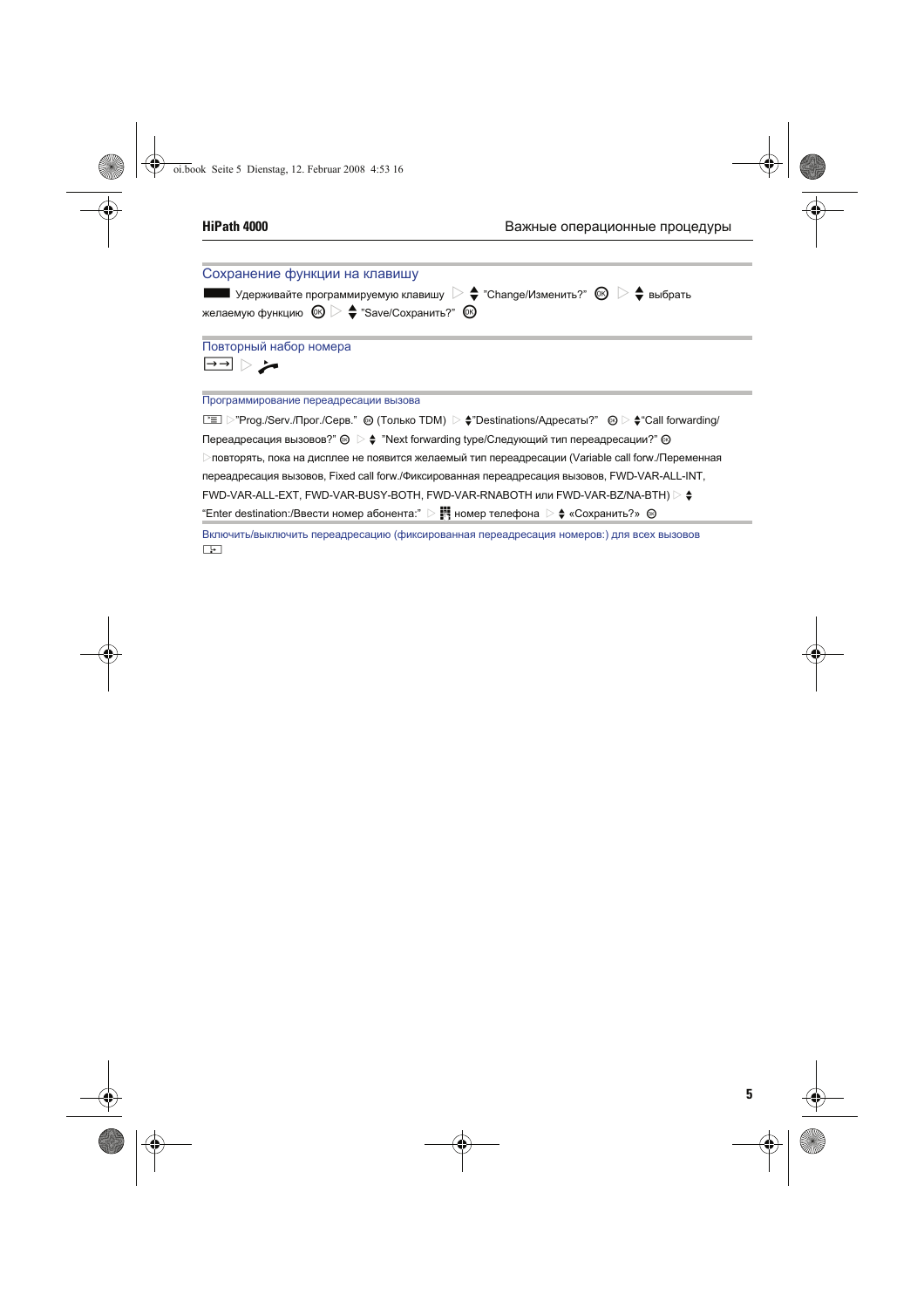## Сохранение функции на клавишу

Удерживайте программируемую клавишу ▷ ♦ "Change/Изменить?" OK ▷ ♦ выбрать желаемую функцию OK ▷ ♦ "Save/Сохранить?" OK

## Повторный набор номера

→→ ▷

### Программирование переадресации вызова

▷"Prog./Serv./Прог./Серв." OK (Только TDM) ▷ ♦"Destinations/Адресаты?" OK ▷ ♦"Call forwarding/ Переадресация вызовов?" OK ▷ ♦ "Next forwarding type/Следующий тип переадресации?" OK
▷повторять, пока на дисплее не появится желаемый тип переадресации (Variable call forw./Переменная переадресация вызовов, Fixed call forw./Фиксированная переадресация вызовов, FWD-VAR-ALL-INT, FWD-VAR-ALL-EXT, FWD-VAR-BUSY-BOTH, FWD-VAR-RNABOTH или FWD-VAR-BZ/NA-BTH) ▷ ♦
"Enter destination:/Ввести номер абонента:" ▷ номер телефона ▷ ♦ «Сохранить?» OK

### Включить/выключить переадресацию (фиксированная переадресация номеров:) для всех вызовов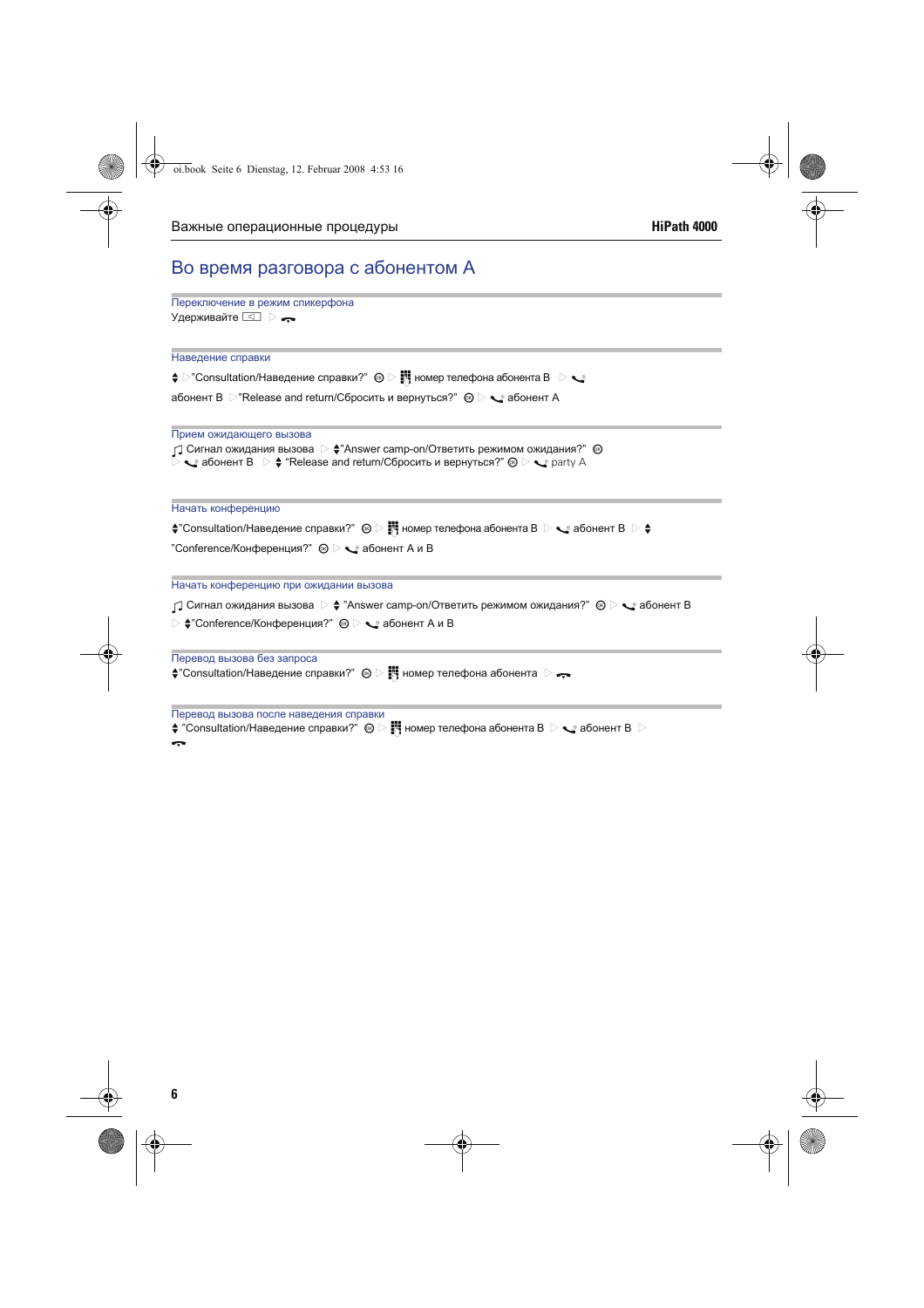# Во время разговора с абонентом А

## Переключение в режим спикерфона

Удерживайте ▷

## Наведение справки

▷"Consultation/Наведение справки?" ▷ номер телефона абонента B ▷

абонент B ▷"Release and return/Сбросить и вернуться?" ▷ абонент A

## Прием ожидающего вызова

Сигнал ожидания вызова ▷ "Answer camp-on/Ответить режимом ожидания?"
▷ абонент B ▷ "Release and return/Сбросить и вернуться?" ▷ party A

## Начать конференцию

"Consultation/Наведение справки?" ▷ номер телефона абонента B ▷ абонент B ▷

"Conference/Конференция?" ▷ абонент A и B

## Начать конференцию при ожидании вызова

Сигнал ожидания вызова ▷ "Answer camp-on/Ответить режимом ожидания?" ▷ абонент B
▷ "Conference/Конференция?" ▷ абонент A и B

## Перевод вызова без запроса

"Consultation/Наведение справки?" ▷ номер телефона абонента ▷

## Перевод вызова после наведения справки

"Consultation/Наведение справки?" ▷ номер телефона абонента B ▷ абонент B ▷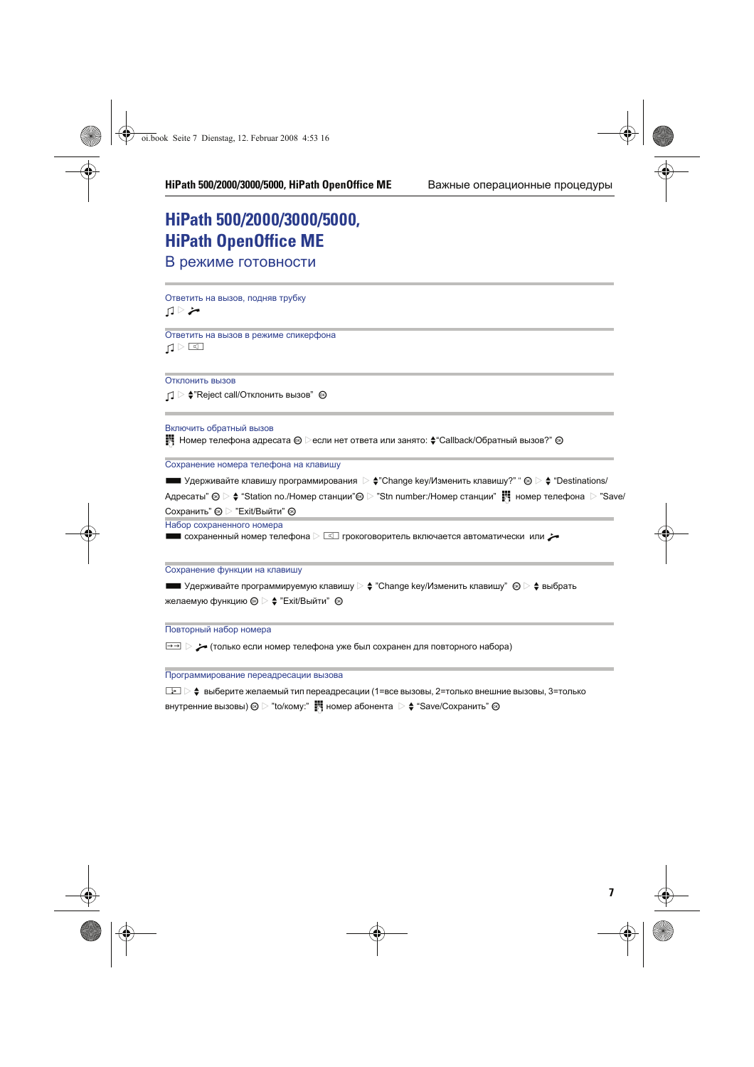# HiPath 500/2000/3000/5000, HiPath OpenOffice ME

## В режиме готовности

### Ответить на вызов, подняв трубку

♫ ▷ 

### Ответить на вызов в режиме спикерфона

♫ ▷ 

### Отклонить вызов

♫ ▷ ♦"Reject call/Отклонить вызов" ⊛

### Включить обратный вызов

Номер телефона адресата ⊛ ▷если нет ответа или занято: ♦"Callback/Обратный вызов?" ⊛

### Сохранение номера телефона на клавишу

Удерживайте клавишу программирования ▷ ♦"Change key/Изменить клавишу?" " ⊛ ▷ ♦ "Destinations/Адресаты" ⊛ ▷ ♦ "Station no./Номер станции"⊛ ▷ "Stn number:/Номер станции" номер телефона ▷ "Save/Сохранить" ⊛ ▷ "Exit/Выйти" ⊛

### Набор сохраненного номера

сохраненный номер телефона ▷ грокоговоритель включается автоматически или

### Сохранение функции на клавишу

Удерживайте программируемую клавишу ▷ ♦ "Change key/Изменить клавишу" ⊛ ▷ ♦ выбрать желаемую функцию ⊛ ▷ ♦ "Exit/Выйти" ⊛

### Повторный набор номера

▷ (только если номер телефона уже был сохранен для повторного набора)

### Программирование переадресации вызова

▷ ♦ выберите желаемый тип переадресации (1=все вызовы, 2=только внешние вызовы, 3=только внутренние вызовы) ⊛ ▷ "to/кому:" номер абонента ▷ ♦ "Save/Сохранить" ⊛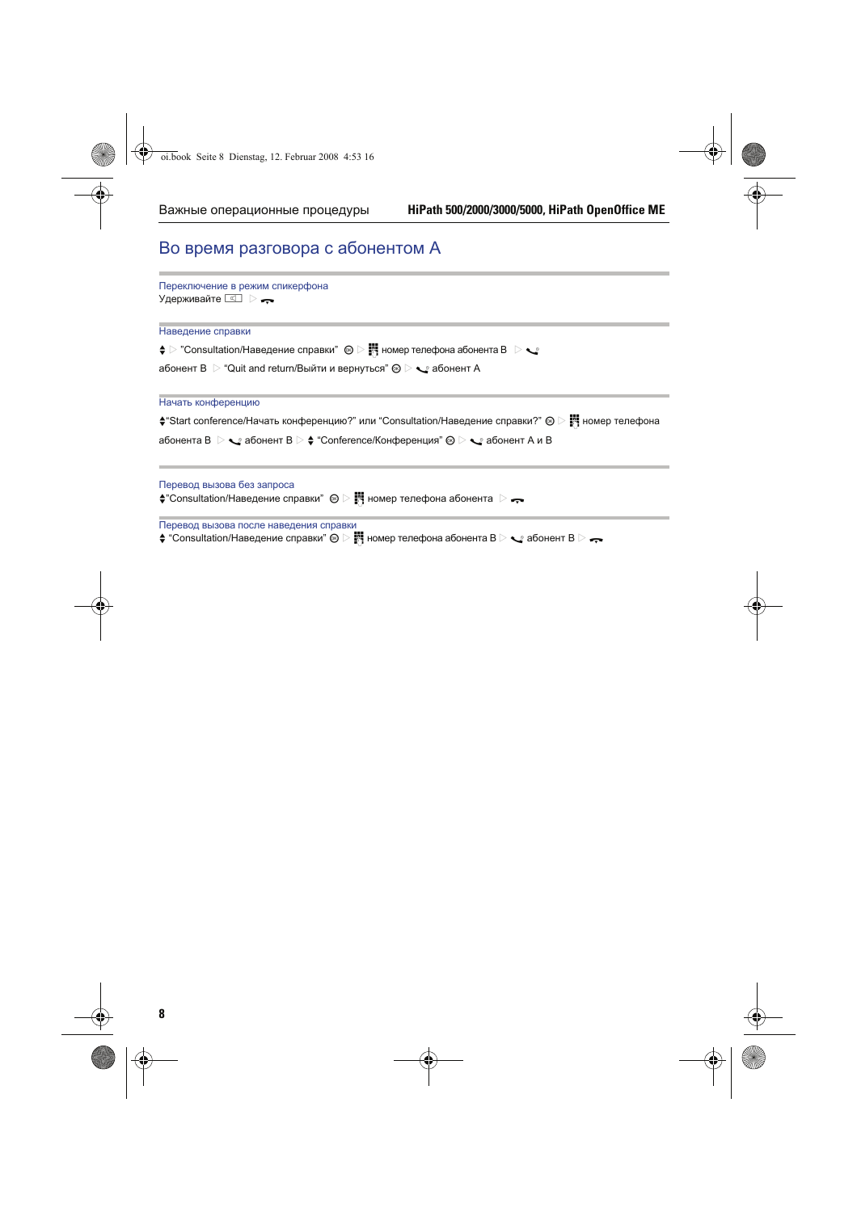# Во время разговора с абонентом A

### Переключение в режим спикерфона

Удерживайте ▷

### Наведение справки

▷ "Consultation/Наведение справки" ▷ номер телефона абонента B ▷

абонент B ▷ "Quit and return/Выйти и вернуться" ▷ абонент A

### Начать конференцию

"Start conference/Начать конференцию?" или "Consultation/Наведение справки?" ▷ номер телефона абонента B ▷ абонент B ▷ "Conference/Конференция" ▷ абонент A и B

### Перевод вызова без запроса

"Consultation/Наведение справки" ▷ номер телефона абонента ▷

### Перевод вызова после наведения справки

"Consultation/Наведение справки" ▷ номер телефона абонента B ▷ абонент B ▷